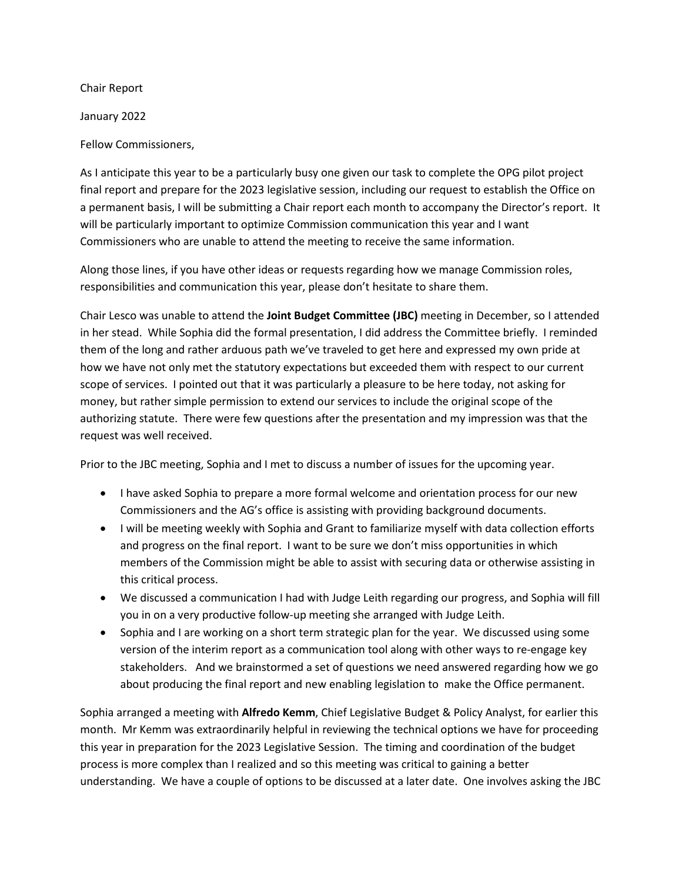Chair Report

January 2022

Fellow Commissioners,

As I anticipate this year to be a particularly busy one given our task to complete the OPG pilot project final report and prepare for the 2023 legislative session, including our request to establish the Office on a permanent basis, I will be submitting a Chair report each month to accompany the Director's report. It will be particularly important to optimize Commission communication this year and I want Commissioners who are unable to attend the meeting to receive the same information.

Along those lines, if you have other ideas or requests regarding how we manage Commission roles, responsibilities and communication this year, please don't hesitate to share them.

Chair Lesco was unable to attend the **Joint Budget Committee (JBC)** meeting in December, so I attended in her stead. While Sophia did the formal presentation, I did address the Committee briefly. I reminded them of the long and rather arduous path we've traveled to get here and expressed my own pride at how we have not only met the statutory expectations but exceeded them with respect to our current scope of services. I pointed out that it was particularly a pleasure to be here today, not asking for money, but rather simple permission to extend our services to include the original scope of the authorizing statute. There were few questions after the presentation and my impression was that the request was well received.

Prior to the JBC meeting, Sophia and I met to discuss a number of issues for the upcoming year.

- I have asked Sophia to prepare a more formal welcome and orientation process for our new Commissioners and the AG's office is assisting with providing background documents.
- I will be meeting weekly with Sophia and Grant to familiarize myself with data collection efforts and progress on the final report. I want to be sure we don't miss opportunities in which members of the Commission might be able to assist with securing data or otherwise assisting in this critical process.
- We discussed a communication I had with Judge Leith regarding our progress, and Sophia will fill you in on a very productive follow-up meeting she arranged with Judge Leith.
- Sophia and I are working on a short term strategic plan for the year. We discussed using some version of the interim report as a communication tool along with other ways to re-engage key stakeholders. And we brainstormed a set of questions we need answered regarding how we go about producing the final report and new enabling legislation to make the Office permanent.

Sophia arranged a meeting with **Alfredo Kemm**, Chief Legislative Budget & Policy Analyst, for earlier this month. Mr Kemm was extraordinarily helpful in reviewing the technical options we have for proceeding this year in preparation for the 2023 Legislative Session. The timing and coordination of the budget process is more complex than I realized and so this meeting was critical to gaining a better understanding. We have a couple of options to be discussed at a later date. One involves asking the JBC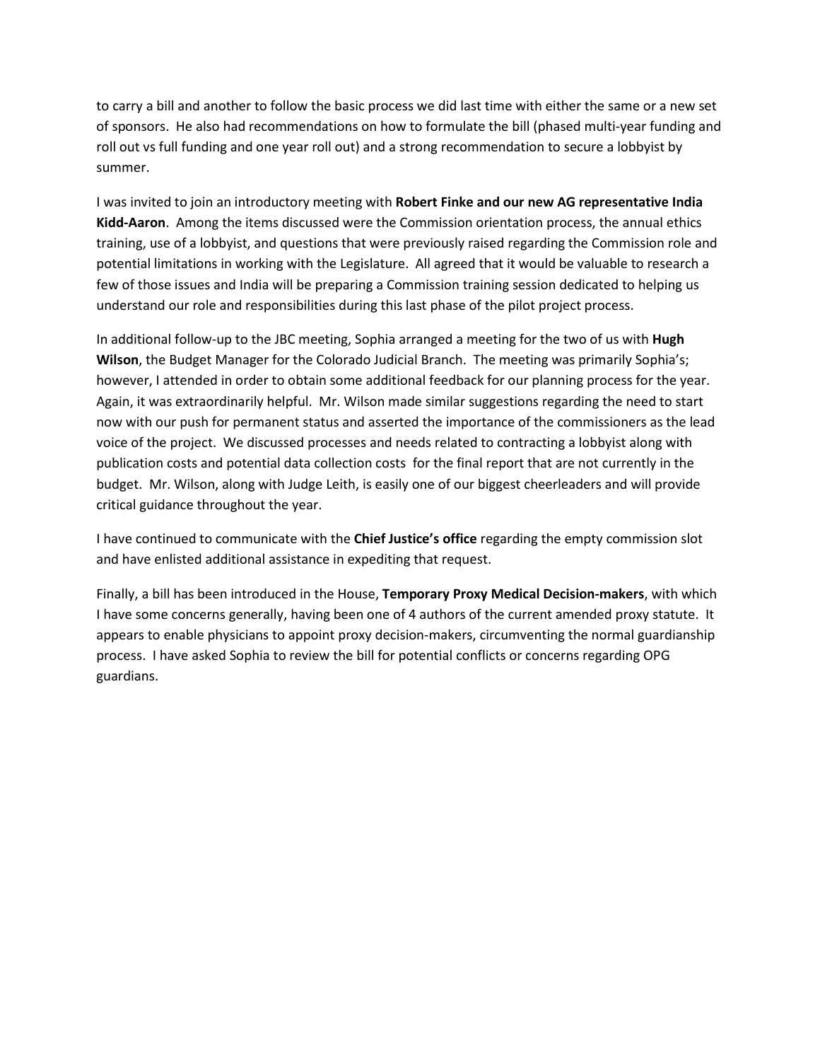to carry a bill and another to follow the basic process we did last time with either the same or a new set of sponsors. He also had recommendations on how to formulate the bill (phased multi-year funding and roll out vs full funding and one year roll out) and a strong recommendation to secure a lobbyist by summer.

I was invited to join an introductory meeting with **Robert Finke and our new AG representative India Kidd-Aaron**. Among the items discussed were the Commission orientation process, the annual ethics training, use of a lobbyist, and questions that were previously raised regarding the Commission role and potential limitations in working with the Legislature. All agreed that it would be valuable to research a few of those issues and India will be preparing a Commission training session dedicated to helping us understand our role and responsibilities during this last phase of the pilot project process.

In additional follow-up to the JBC meeting, Sophia arranged a meeting for the two of us with **Hugh Wilson**, the Budget Manager for the Colorado Judicial Branch. The meeting was primarily Sophia's; however, I attended in order to obtain some additional feedback for our planning process for the year. Again, it was extraordinarily helpful. Mr. Wilson made similar suggestions regarding the need to start now with our push for permanent status and asserted the importance of the commissioners as the lead voice of the project. We discussed processes and needs related to contracting a lobbyist along with publication costs and potential data collection costs for the final report that are not currently in the budget. Mr. Wilson, along with Judge Leith, is easily one of our biggest cheerleaders and will provide critical guidance throughout the year.

I have continued to communicate with the **Chief Justice's office** regarding the empty commission slot and have enlisted additional assistance in expediting that request.

Finally, a bill has been introduced in the House, **Temporary Proxy Medical Decision-makers**, with which I have some concerns generally, having been one of 4 authors of the current amended proxy statute. It appears to enable physicians to appoint proxy decision-makers, circumventing the normal guardianship process. I have asked Sophia to review the bill for potential conflicts or concerns regarding OPG guardians.